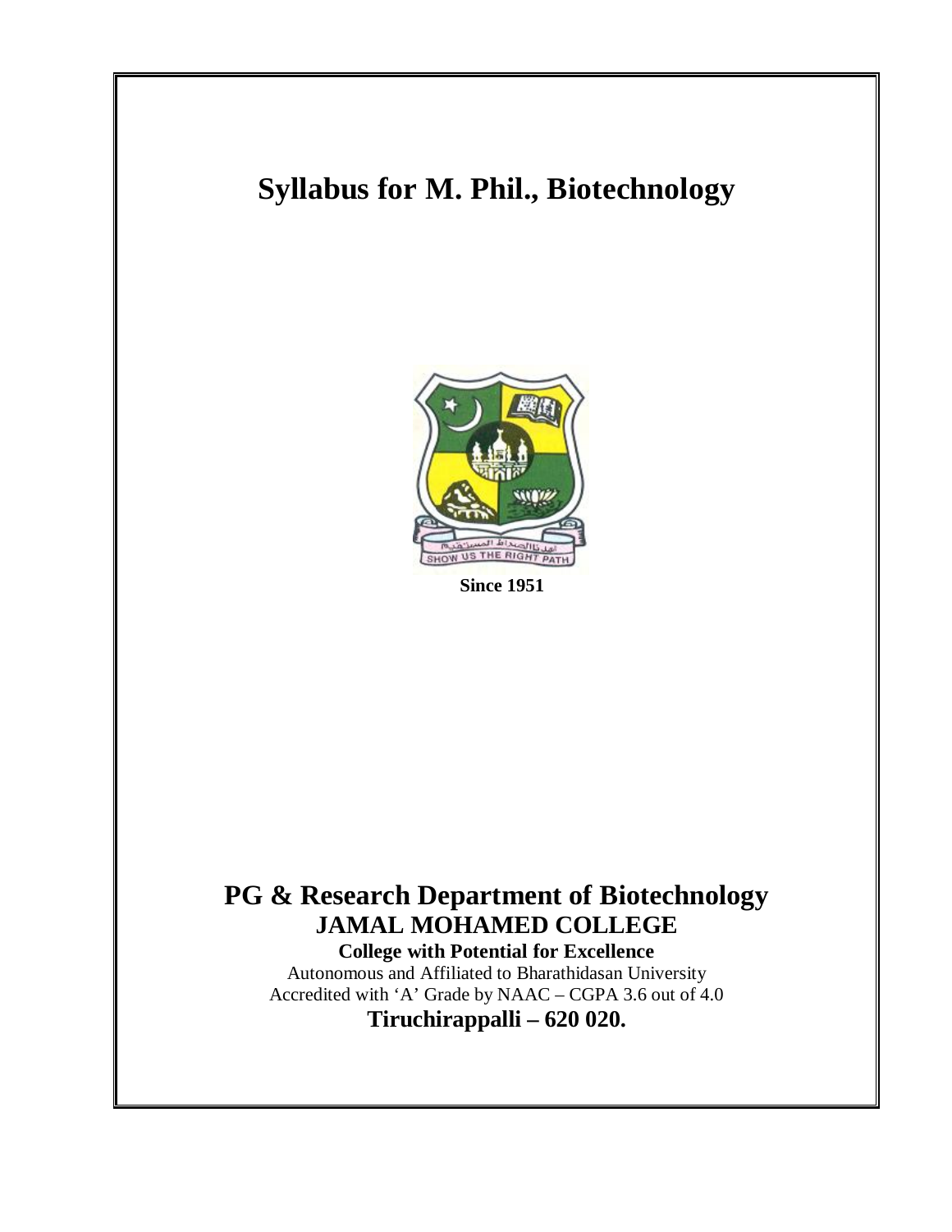# Syllabus for M. Phil., Biotechnology

**Since 1951**

## PG & Research Department of Biotechnology

## JAMAL MOHAMED COLLEGE

**College with Potential for Excellence**

Autonomous and Affiliated to Bharathidasan University

Accredited with ‘A’ Grade by NAAC – CGPA 3.6 out of 4.0

**Tiruchirappalli – 620 020.**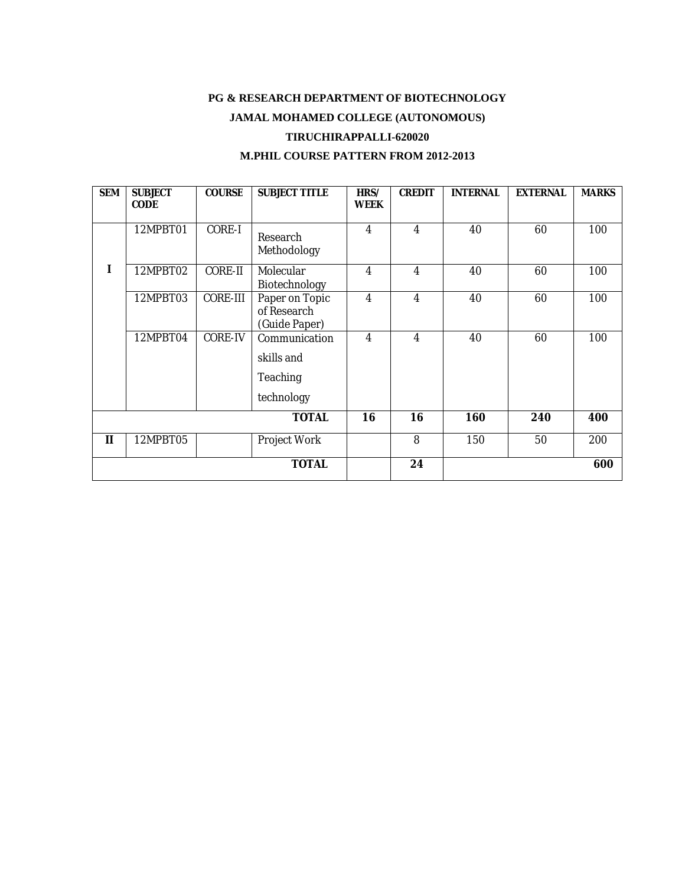**PG & RESEARCH DEPARTMENT OF BIOTECHNOLOGY**

**JAMAL MOHAMED COLLEGE (AUTONOMOUS)**

**TIRUCHIRAPPALLI-620020**

**M.PHIL COURSE PATTERN FROM 2012-2013**

| SEM | SUBJECT CODE | COURSE | SUBJECT TITLE | HRS/ WEEK | CREDIT | INTERNAL | EXTERNAL | MARKS |
|---|---|---|---|---|---|---|---|---|
| I | 12MPBT01 | CORE-I | Research Methodology | 4 | 4 | 40 | 60 | 100 |
| | 12MPBT02 | CORE-II | Molecular Biotechnology | 4 | 4 | 40 | 60 | 100 |
| | 12MPBT03 | CORE-III | Paper on Topic of Research (Guide Paper) | 4 | 4 | 40 | 60 | 100 |
| | 12MPBT04 | CORE-IV | Communication skills and Teaching technology | 4 | 4 | 40 | 60 | 100 |
| | | | **TOTAL** | **16** | **16** | **160** | **240** | **400** |
| II | 12MPBT05 | | Project Work | | 8 | 150 | 50 | 200 |
| | | | **TOTAL** | | **24** | | | **600** |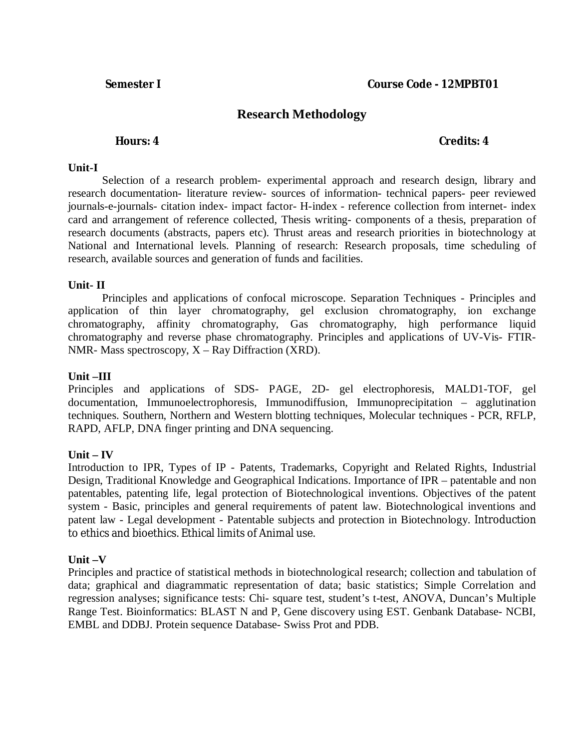**Semester I** **Course Code - 12MPBT01**

## Research Methodology

**Hours: 4** **Credits: 4**

**Unit-I**

Selection of a research problem- experimental approach and research design, library and research documentation- literature review- sources of information- technical papers- peer reviewed journals-e-journals- citation index- impact factor- H-index - reference collection from internet- index card and arrangement of reference collected, Thesis writing- components of a thesis, preparation of research documents (abstracts, papers etc). Thrust areas and research priorities in biotechnology at National and International levels. Planning of research: Research proposals, time scheduling of research, available sources and generation of funds and facilities.

**Unit- II**

Principles and applications of confocal microscope. Separation Techniques - Principles and application of thin layer chromatography, gel exclusion chromatography, ion exchange chromatography, affinity chromatography, Gas chromatography, high performance liquid chromatography and reverse phase chromatography. Principles and applications of UV-Vis- FTIR- NMR- Mass spectroscopy, X – Ray Diffraction (XRD).

**Unit –III**

Principles and applications of SDS- PAGE, 2D- gel electrophoresis, MALD1-TOF, gel documentation, Immunoelectrophoresis, Immunodiffusion, Immunoprecipitation – agglutination techniques. Southern, Northern and Western blotting techniques, Molecular techniques - PCR, RFLP, RAPD, AFLP, DNA finger printing and DNA sequencing.

**Unit – IV**

Introduction to IPR, Types of IP - Patents, Trademarks, Copyright and Related Rights, Industrial Design, Traditional Knowledge and Geographical Indications. Importance of IPR – patentable and non patentables, patenting life, legal protection of Biotechnological inventions. Objectives of the patent system - Basic, principles and general requirements of patent law. Biotechnological inventions and patent law - Legal development - Patentable subjects and protection in Biotechnology. Introduction to ethics and bioethics. Ethical limits of Animal use.

**Unit –V**

Principles and practice of statistical methods in biotechnological research; collection and tabulation of data; graphical and diagrammatic representation of data; basic statistics; Simple Correlation and regression analyses; significance tests: Chi- square test, student's t-test, ANOVA, Duncan's Multiple Range Test. Bioinformatics: BLAST N and P, Gene discovery using EST. Genbank Database- NCBI, EMBL and DDBJ. Protein sequence Database- Swiss Prot and PDB.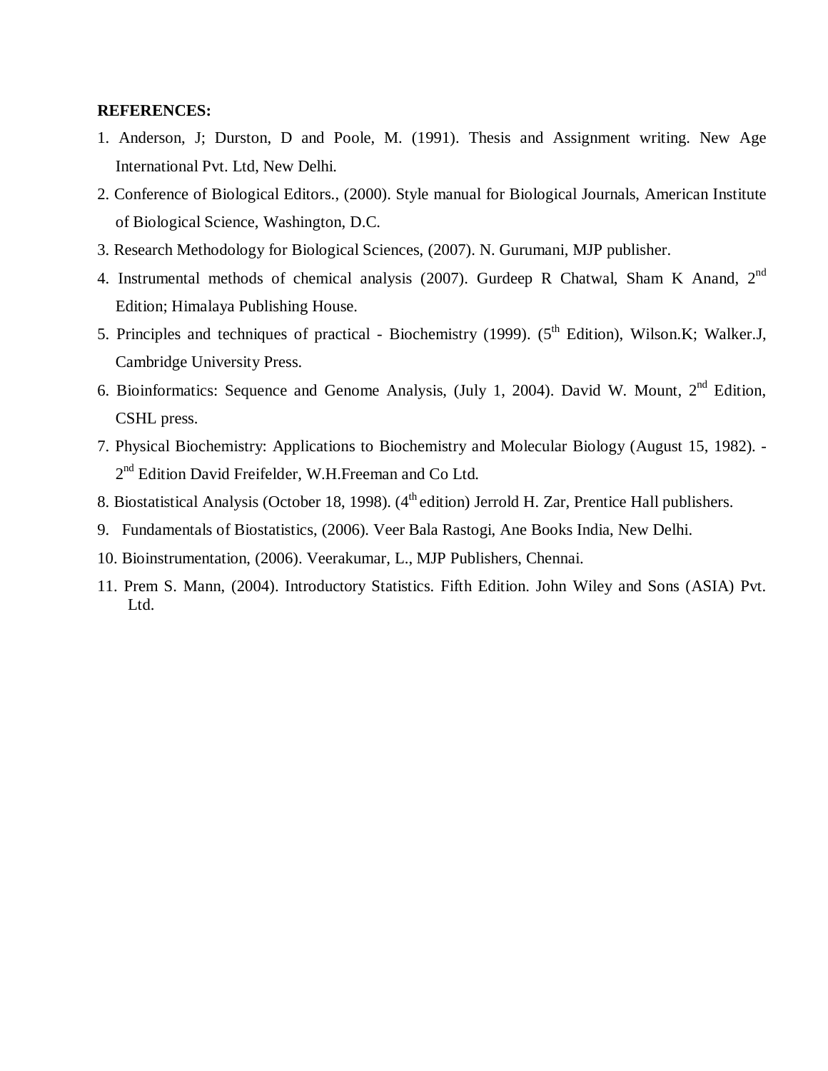**REFERENCES:**

1. Anderson, J; Durston, D and Poole, M. (1991). Thesis and Assignment writing. New Age International Pvt. Ltd, New Delhi.
2. Conference of Biological Editors., (2000). Style manual for Biological Journals, American Institute of Biological Science, Washington, D.C.
3. Research Methodology for Biological Sciences, (2007). N. Gurumani, MJP publisher.
4. Instrumental methods of chemical analysis (2007). Gurdeep R Chatwal, Sham K Anand, 2nd Edition; Himalaya Publishing House.
5. Principles and techniques of practical - Biochemistry (1999). (5th Edition), Wilson.K; Walker.J, Cambridge University Press.
6. Bioinformatics: Sequence and Genome Analysis, (July 1, 2004). David W. Mount, 2nd Edition, CSHL press.
7. Physical Biochemistry: Applications to Biochemistry and Molecular Biology (August 15, 1982). - 2nd Edition David Freifelder, W.H.Freeman and Co Ltd.
8. Biostatistical Analysis (October 18, 1998). (4th edition) Jerrold H. Zar, Prentice Hall publishers.
9. Fundamentals of Biostatistics, (2006). Veer Bala Rastogi, Ane Books India, New Delhi.
10. Bioinstrumentation, (2006). Veerakumar, L., MJP Publishers, Chennai.
11. Prem S. Mann, (2004). Introductory Statistics. Fifth Edition. John Wiley and Sons (ASIA) Pvt. Ltd.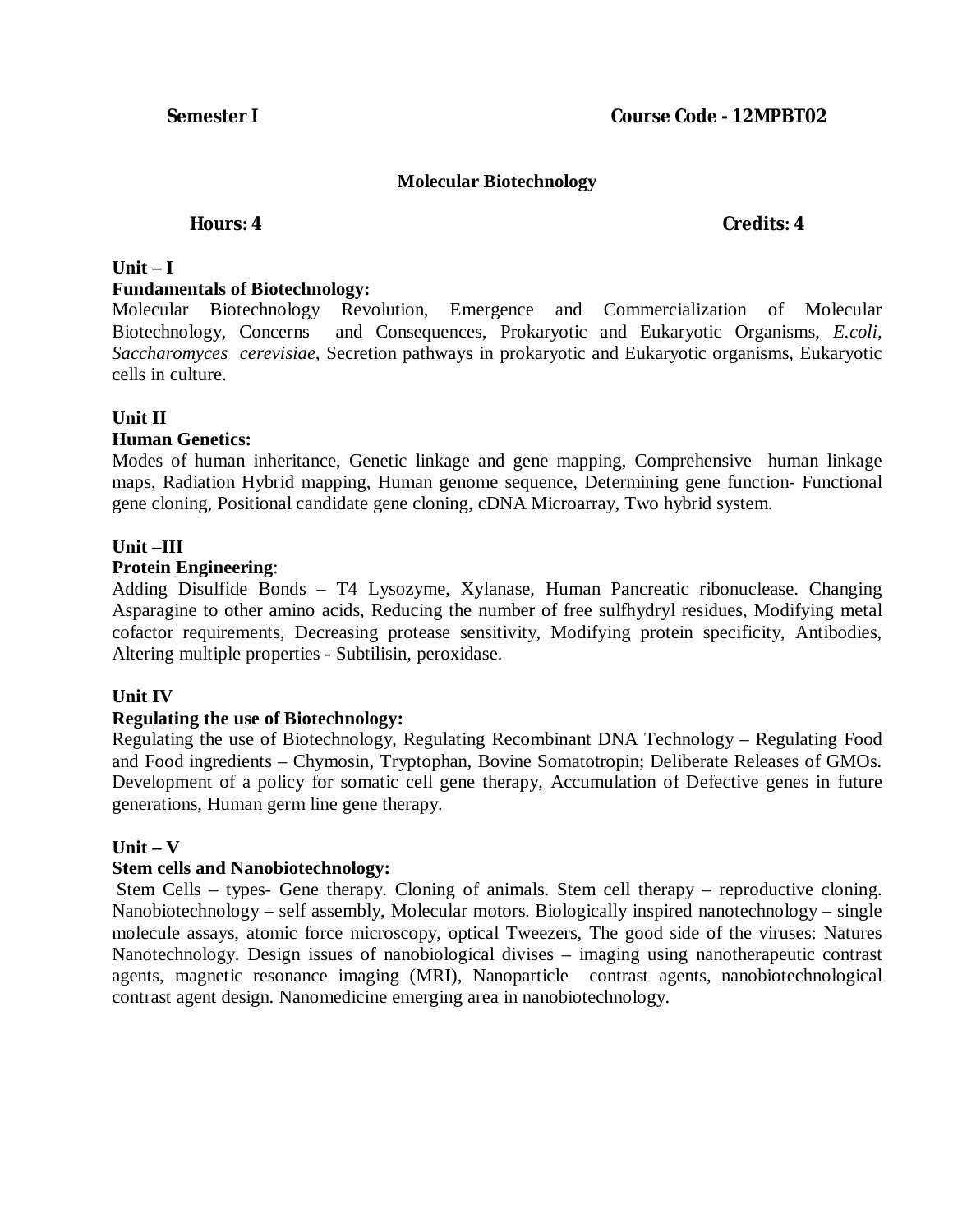**Semester I** **Course Code - 12MPBT02**

## Molecular Biotechnology

**Hours: 4** **Credits: 4**

**Unit – I**

**Fundamentals of Biotechnology:**

Molecular Biotechnology Revolution, Emergence and Commercialization of Molecular Biotechnology, Concerns and Consequences, Prokaryotic and Eukaryotic Organisms, *E.coli, Saccharomyces cerevisiae*, Secretion pathways in prokaryotic and Eukaryotic organisms, Eukaryotic cells in culture.

**Unit II**

**Human Genetics:**

Modes of human inheritance, Genetic linkage and gene mapping, Comprehensive human linkage maps, Radiation Hybrid mapping, Human genome sequence, Determining gene function- Functional gene cloning, Positional candidate gene cloning, cDNA Microarray, Two hybrid system.

**Unit –III**

**Protein Engineering**:

Adding Disulfide Bonds – T4 Lysozyme, Xylanase, Human Pancreatic ribonuclease. Changing Asparagine to other amino acids, Reducing the number of free sulfhydryl residues, Modifying metal cofactor requirements, Decreasing protease sensitivity, Modifying protein specificity, Antibodies, Altering multiple properties - Subtilisin, peroxidase.

**Unit IV**

**Regulating the use of Biotechnology:**

Regulating the use of Biotechnology, Regulating Recombinant DNA Technology – Regulating Food and Food ingredients – Chymosin, Tryptophan, Bovine Somatotropin; Deliberate Releases of GMOs. Development of a policy for somatic cell gene therapy, Accumulation of Defective genes in future generations, Human germ line gene therapy.

**Unit – V**

**Stem cells and Nanobiotechnology:**

Stem Cells – types- Gene therapy. Cloning of animals. Stem cell therapy – reproductive cloning. Nanobiotechnology – self assembly, Molecular motors. Biologically inspired nanotechnology – single molecule assays, atomic force microscopy, optical Tweezers, The good side of the viruses: Natures Nanotechnology. Design issues of nanobiological divises – imaging using nanotherapeutic contrast agents, magnetic resonance imaging (MRI), Nanoparticle contrast agents, nanobiotechnological contrast agent design. Nanomedicine emerging area in nanobiotechnology.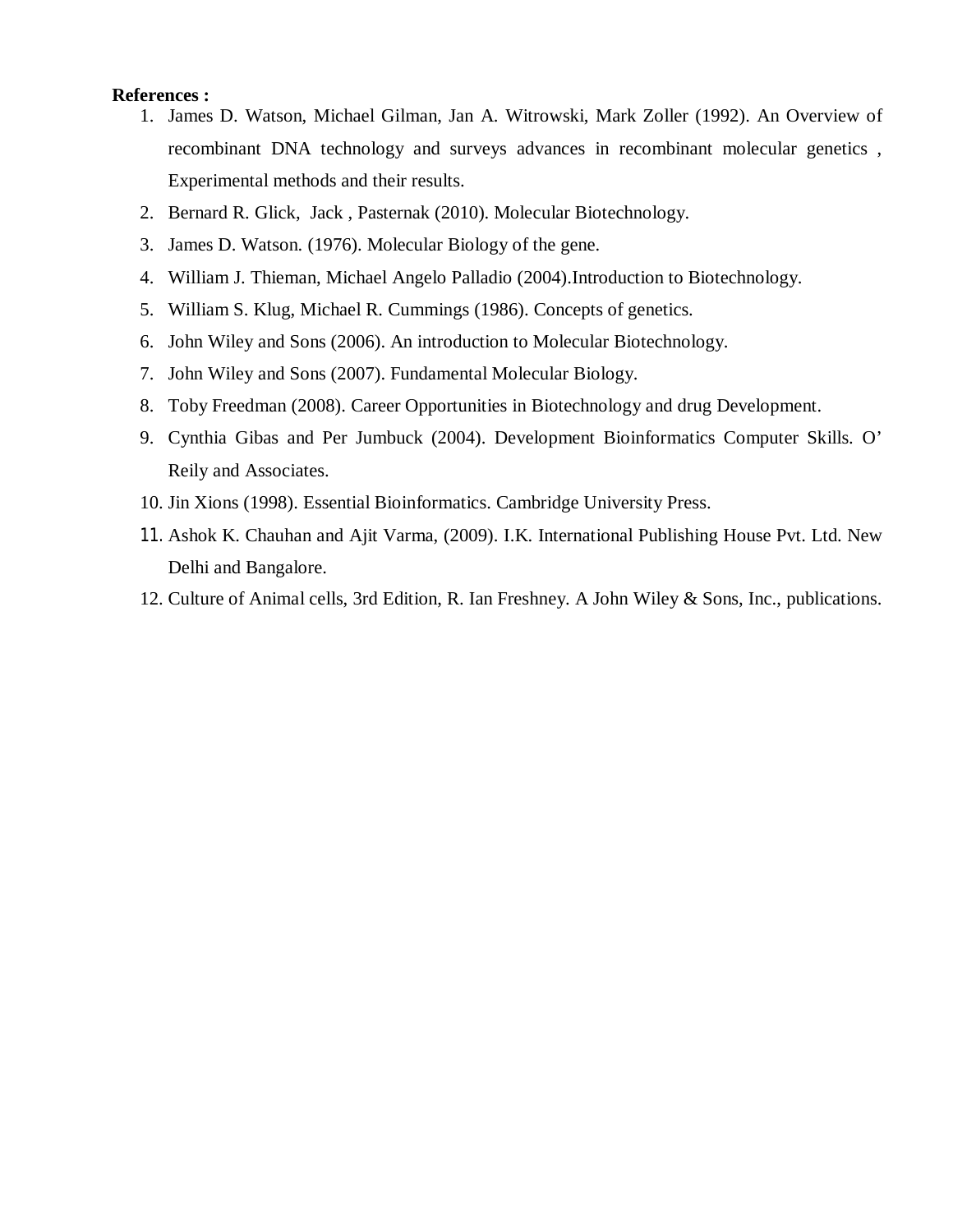**References :**

1. James D. Watson, Michael Gilman, Jan A. Witrowski, Mark Zoller (1992). An Overview of recombinant DNA technology and surveys advances in recombinant molecular genetics , Experimental methods and their results.
2. Bernard R. Glick, Jack , Pasternak (2010). Molecular Biotechnology.
3. James D. Watson. (1976). Molecular Biology of the gene.
4. William J. Thieman, Michael Angelo Palladio (2004).Introduction to Biotechnology.
5. William S. Klug, Michael R. Cummings (1986). Concepts of genetics.
6. John Wiley and Sons (2006). An introduction to Molecular Biotechnology.
7. John Wiley and Sons (2007). Fundamental Molecular Biology.
8. Toby Freedman (2008). Career Opportunities in Biotechnology and drug Development.
9. Cynthia Gibas and Per Jumbuck (2004). Development Bioinformatics Computer Skills. O' Reily and Associates.
10. Jin Xions (1998). Essential Bioinformatics. Cambridge University Press.
11. Ashok K. Chauhan and Ajit Varma, (2009). I.K. International Publishing House Pvt. Ltd. New Delhi and Bangalore.
12. Culture of Animal cells, 3rd Edition, R. Ian Freshney. A John Wiley & Sons, Inc., publications.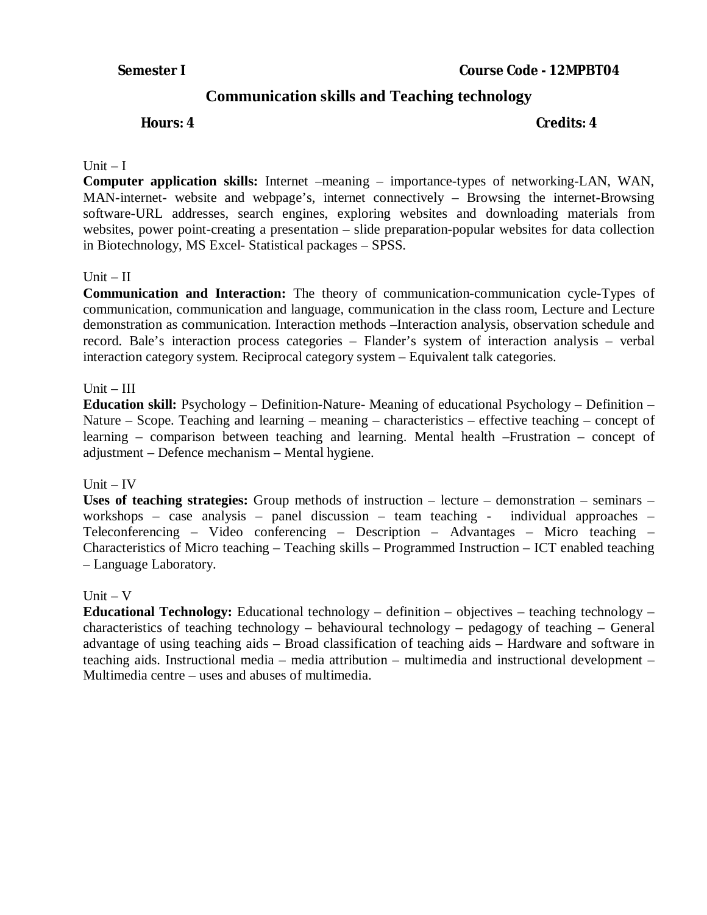**Semester I** **Course Code - 12MPBT04**

## Communication skills and Teaching technology

**Hours: 4** **Credits: 4**

Unit – I

**Computer application skills:** Internet –meaning – importance-types of networking-LAN, WAN, MAN-internet- website and webpage's, internet connectively – Browsing the internet-Browsing software-URL addresses, search engines, exploring websites and downloading materials from websites, power point-creating a presentation – slide preparation-popular websites for data collection in Biotechnology, MS Excel- Statistical packages – SPSS.

Unit – II

**Communication and Interaction:** The theory of communication-communication cycle-Types of communication, communication and language, communication in the class room, Lecture and Lecture demonstration as communication. Interaction methods –Interaction analysis, observation schedule and record. Bale's interaction process categories – Flander's system of interaction analysis – verbal interaction category system. Reciprocal category system – Equivalent talk categories.

Unit – III

**Education skill:** Psychology – Definition-Nature- Meaning of educational Psychology – Definition – Nature – Scope. Teaching and learning – meaning – characteristics – effective teaching – concept of learning – comparison between teaching and learning. Mental health –Frustration – concept of adjustment – Defence mechanism – Mental hygiene.

Unit – IV

**Uses of teaching strategies:** Group methods of instruction – lecture – demonstration – seminars – workshops – case analysis – panel discussion – team teaching - individual approaches – Teleconferencing – Video conferencing – Description – Advantages – Micro teaching – Characteristics of Micro teaching – Teaching skills – Programmed Instruction – ICT enabled teaching – Language Laboratory.

Unit – V

**Educational Technology:** Educational technology – definition – objectives – teaching technology – characteristics of teaching technology – behavioural technology – pedagogy of teaching – General advantage of using teaching aids – Broad classification of teaching aids – Hardware and software in teaching aids. Instructional media – media attribution – multimedia and instructional development – Multimedia centre – uses and abuses of multimedia.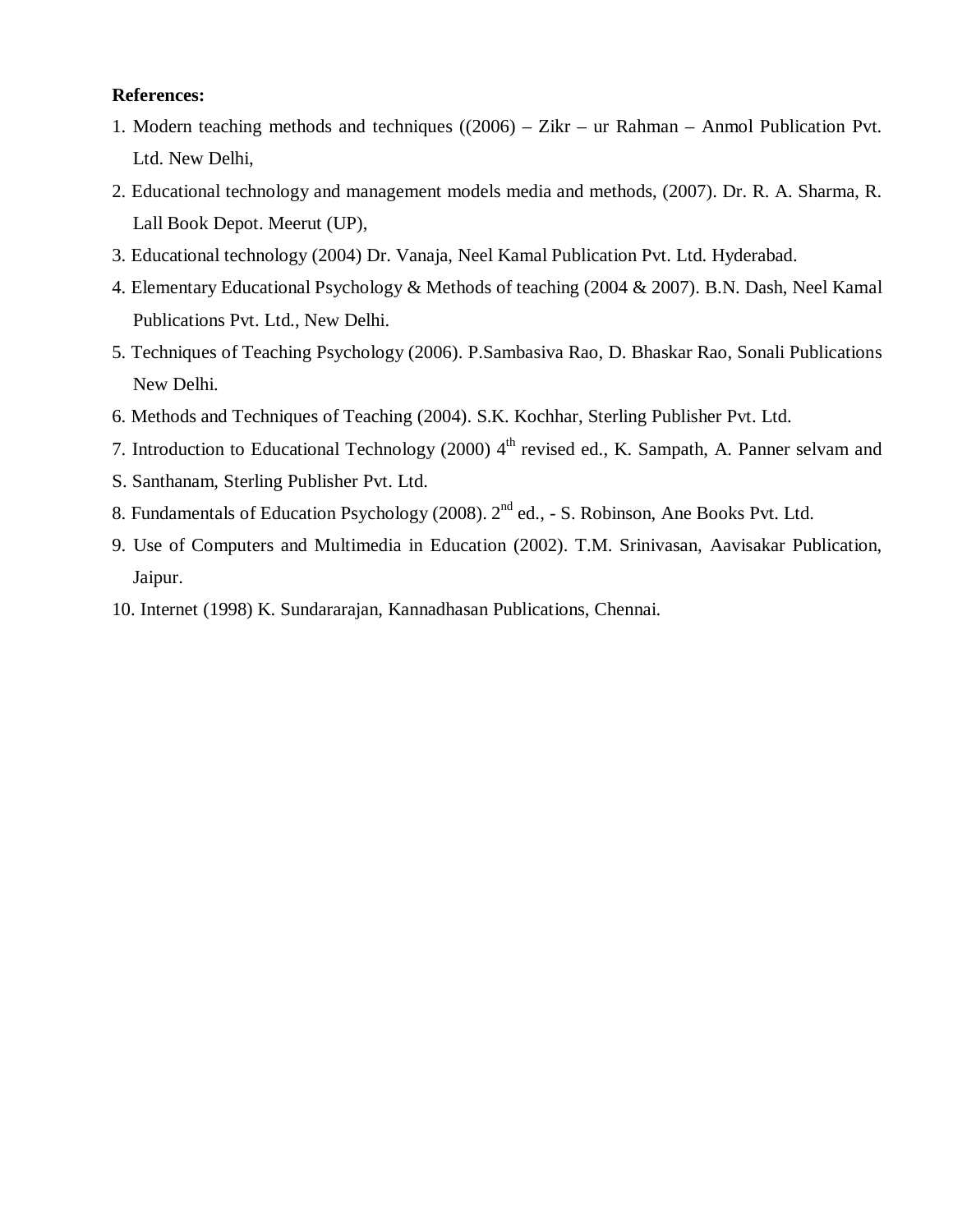**References:**

1. Modern teaching methods and techniques ((2006) – Zikr – ur Rahman – Anmol Publication Pvt. Ltd. New Delhi,
2. Educational technology and management models media and methods, (2007). Dr. R. A. Sharma, R. Lall Book Depot. Meerut (UP),
3. Educational technology (2004) Dr. Vanaja, Neel Kamal Publication Pvt. Ltd. Hyderabad.
4. Elementary Educational Psychology & Methods of teaching (2004 & 2007). B.N. Dash, Neel Kamal Publications Pvt. Ltd., New Delhi.
5. Techniques of Teaching Psychology (2006). P.Sambasiva Rao, D. Bhaskar Rao, Sonali Publications New Delhi.
6. Methods and Techniques of Teaching (2004). S.K. Kochhar, Sterling Publisher Pvt. Ltd.
7. Introduction to Educational Technology (2000) 4th revised ed., K. Sampath, A. Panner selvam and S. Santhanam, Sterling Publisher Pvt. Ltd.
8. Fundamentals of Education Psychology (2008). 2nd ed., - S. Robinson, Ane Books Pvt. Ltd.
9. Use of Computers and Multimedia in Education (2002). T.M. Srinivasan, Aavisakar Publication, Jaipur.
10. Internet (1998) K. Sundararajan, Kannadhasan Publications, Chennai.